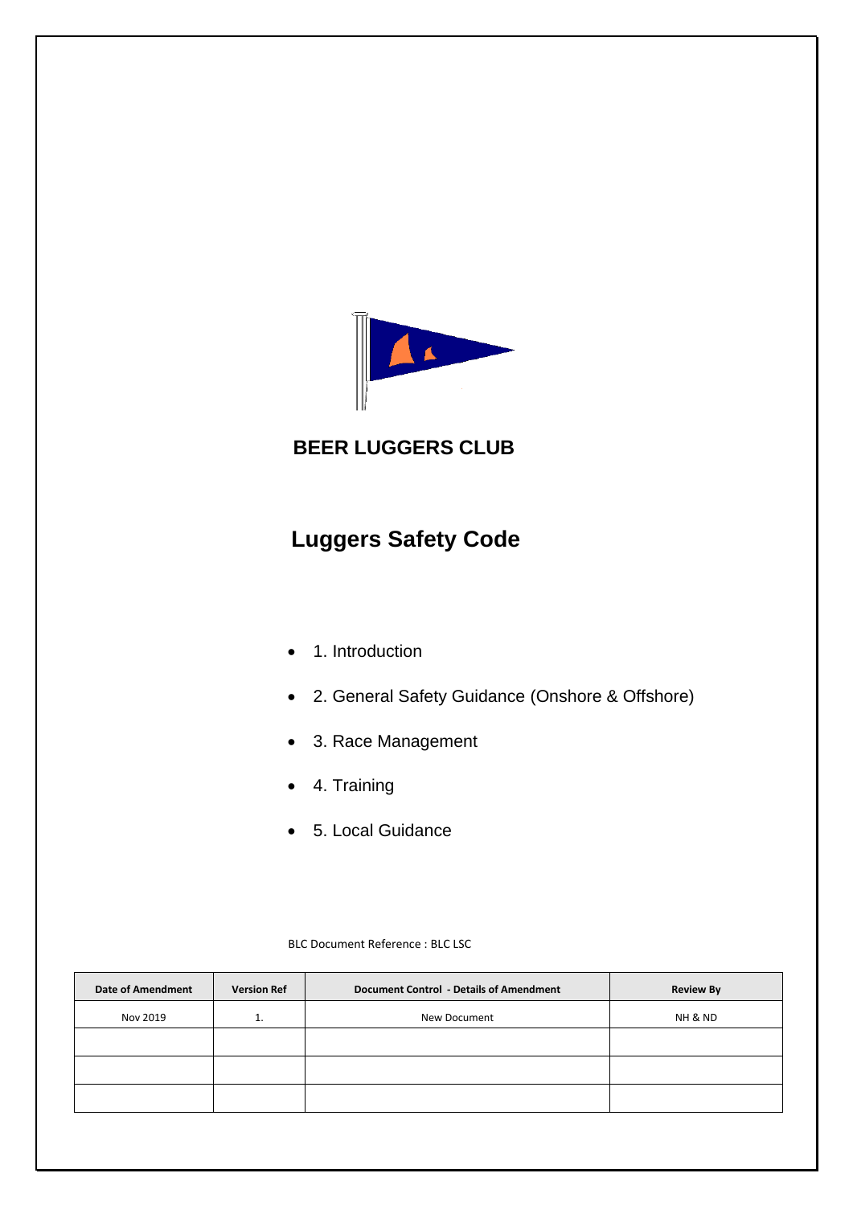# BEER LUGGERS CLUB

## Luggers Safety Code

- 1. Introduction
- 2. General Safety Guidance (Onshore & Offshore)
- 3. Race Management
- 4. Training
- 5. Local Guidance

BLC Document Reference : BLC LSC

| Date of Amendment | Version Ref | Document Control - Details of Amendment | Review By |
|---|---|---|---|
| Nov 2019 | 1. | New Document | NH & ND |
| | | | |
| | | | |
| | | | |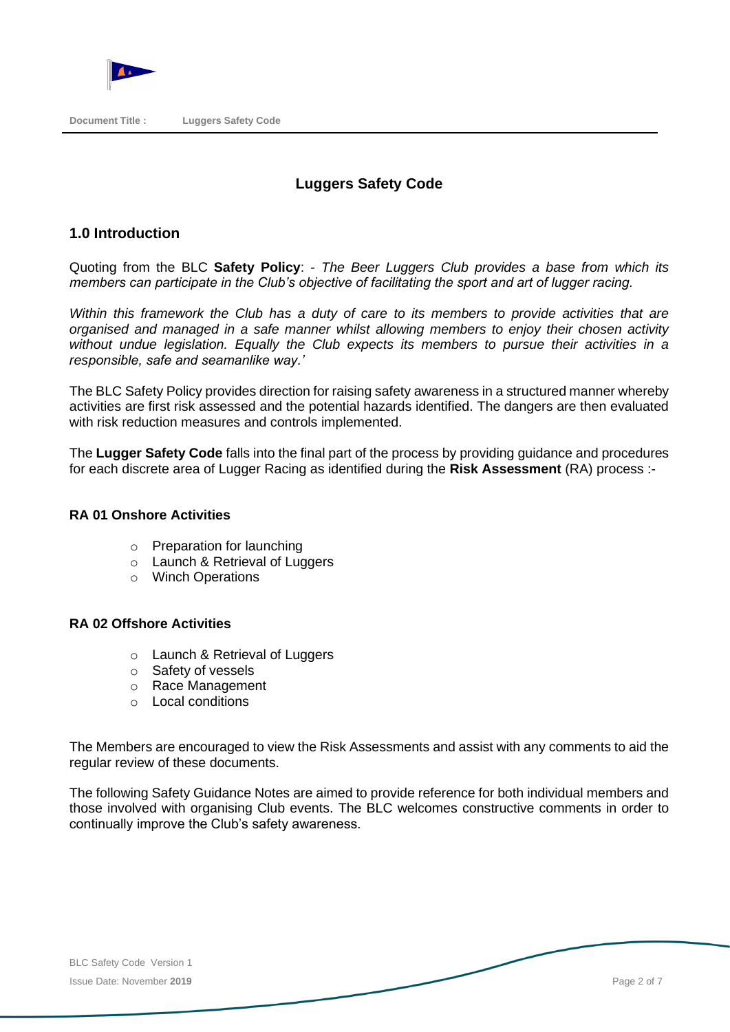# Luggers Safety Code

## 1.0 Introduction

Quoting from the BLC **Safety Policy**: - *The Beer Luggers Club provides a base from which its members can participate in the Club's objective of facilitating the sport and art of lugger racing.*

*Within this framework the Club has a duty of care to its members to provide activities that are organised and managed in a safe manner whilst allowing members to enjoy their chosen activity without undue legislation. Equally the Club expects its members to pursue their activities in a responsible, safe and seamanlike way.'*

The BLC Safety Policy provides direction for raising safety awareness in a structured manner whereby activities are first risk assessed and the potential hazards identified. The dangers are then evaluated with risk reduction measures and controls implemented.

The **Lugger Safety Code** falls into the final part of the process by providing guidance and procedures for each discrete area of Lugger Racing as identified during the **Risk Assessment** (RA) process :-

**RA 01 Onshore Activities**

- Preparation for launching
- Launch & Retrieval of Luggers
- Winch Operations

**RA 02 Offshore Activities**

- Launch & Retrieval of Luggers
- Safety of vessels
- Race Management
- Local conditions

The Members are encouraged to view the Risk Assessments and assist with any comments to aid the regular review of these documents.

The following Safety Guidance Notes are aimed to provide reference for both individual members and those involved with organising Club events. The BLC welcomes constructive comments in order to continually improve the Club's safety awareness.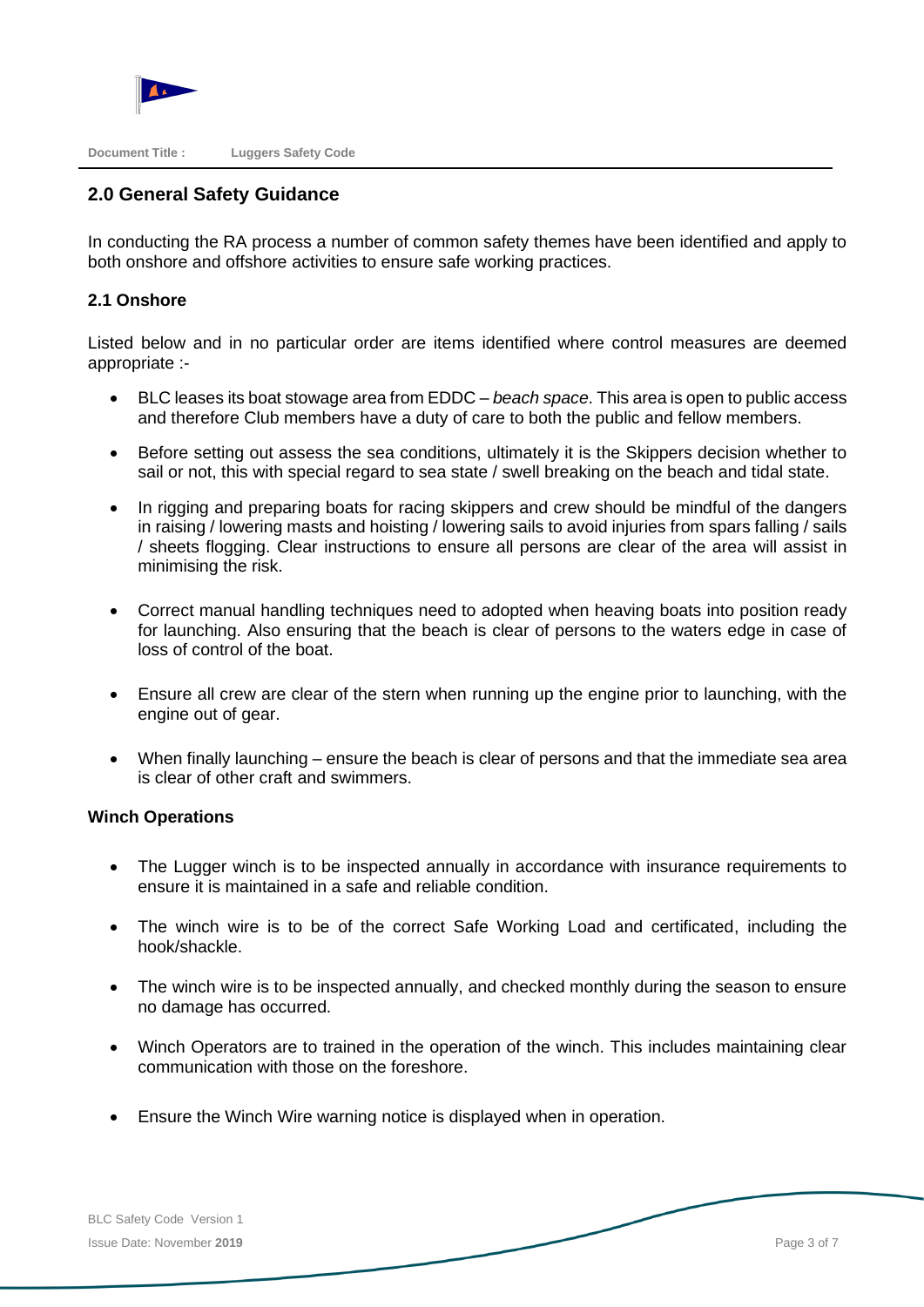## 2.0 General Safety Guidance

In conducting the RA process a number of common safety themes have been identified and apply to both onshore and offshore activities to ensure safe working practices.

### 2.1 Onshore

Listed below and in no particular order are items identified where control measures are deemed appropriate :-

- BLC leases its boat stowage area from EDDC – *beach space*. This area is open to public access and therefore Club members have a duty of care to both the public and fellow members.
- Before setting out assess the sea conditions, ultimately it is the Skippers decision whether to sail or not, this with special regard to sea state / swell breaking on the beach and tidal state.
- In rigging and preparing boats for racing skippers and crew should be mindful of the dangers in raising / lowering masts and hoisting / lowering sails to avoid injuries from spars falling / sails / sheets flogging. Clear instructions to ensure all persons are clear of the area will assist in minimising the risk.
- Correct manual handling techniques need to adopted when heaving boats into position ready for launching. Also ensuring that the beach is clear of persons to the waters edge in case of loss of control of the boat.
- Ensure all crew are clear of the stern when running up the engine prior to launching, with the engine out of gear.
- When finally launching – ensure the beach is clear of persons and that the immediate sea area is clear of other craft and swimmers.

### Winch Operations

- The Lugger winch is to be inspected annually in accordance with insurance requirements to ensure it is maintained in a safe and reliable condition.
- The winch wire is to be of the correct Safe Working Load and certificated, including the hook/shackle.
- The winch wire is to be inspected annually, and checked monthly during the season to ensure no damage has occurred.
- Winch Operators are to trained in the operation of the winch. This includes maintaining clear communication with those on the foreshore.
- Ensure the Winch Wire warning notice is displayed when in operation.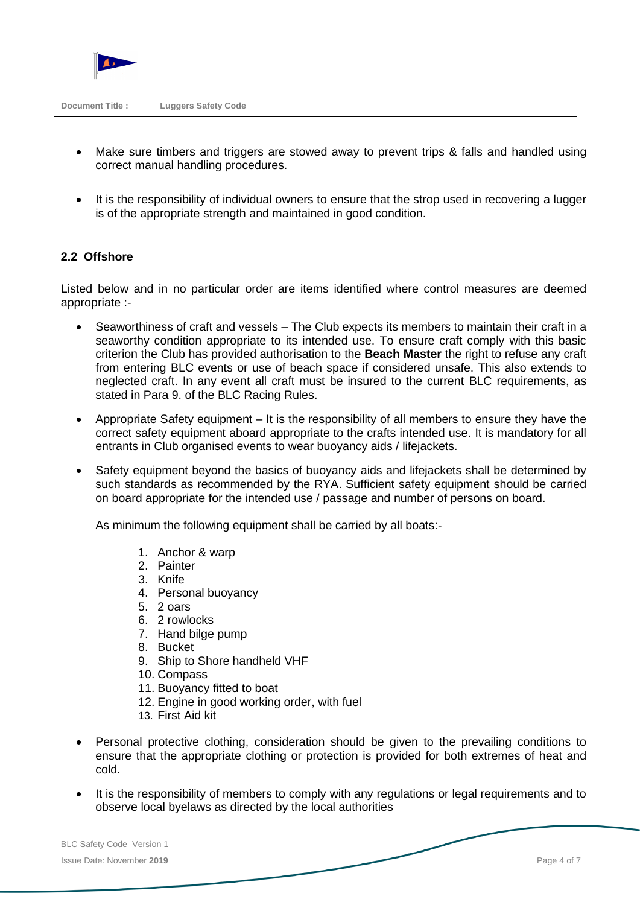- Make sure timbers and triggers are stowed away to prevent trips & falls and handled using correct manual handling procedures.

- It is the responsibility of individual owners to ensure that the strop used in recovering a lugger is of the appropriate strength and maintained in good condition.

### 2.2 Offshore

Listed below and in no particular order are items identified where control measures are deemed appropriate :-

- Seaworthiness of craft and vessels – The Club expects its members to maintain their craft in a seaworthy condition appropriate to its intended use. To ensure craft comply with this basic criterion the Club has provided authorisation to the **Beach Master** the right to refuse any craft from entering BLC events or use of beach space if considered unsafe. This also extends to neglected craft. In any event all craft must be insured to the current BLC requirements, as stated in Para 9. of the BLC Racing Rules.

- Appropriate Safety equipment – It is the responsibility of all members to ensure they have the correct safety equipment aboard appropriate to the crafts intended use. It is mandatory for all entrants in Club organised events to wear buoyancy aids / lifejackets.

- Safety equipment beyond the basics of buoyancy aids and lifejackets shall be determined by such standards as recommended by the RYA. Sufficient safety equipment should be carried on board appropriate for the intended use / passage and number of persons on board.

  As minimum the following equipment shall be carried by all boats:-

  1. Anchor & warp
  2. Painter
  3. Knife
  4. Personal buoyancy
  5. 2 oars
  6. 2 rowlocks
  7. Hand bilge pump
  8. Bucket
  9. Ship to Shore handheld VHF
  10. Compass
  11. Buoyancy fitted to boat
  12. Engine in good working order, with fuel
  13. First Aid kit

- Personal protective clothing, consideration should be given to the prevailing conditions to ensure that the appropriate clothing or protection is provided for both extremes of heat and cold.

- It is the responsibility of members to comply with any regulations or legal requirements and to observe local byelaws as directed by the local authorities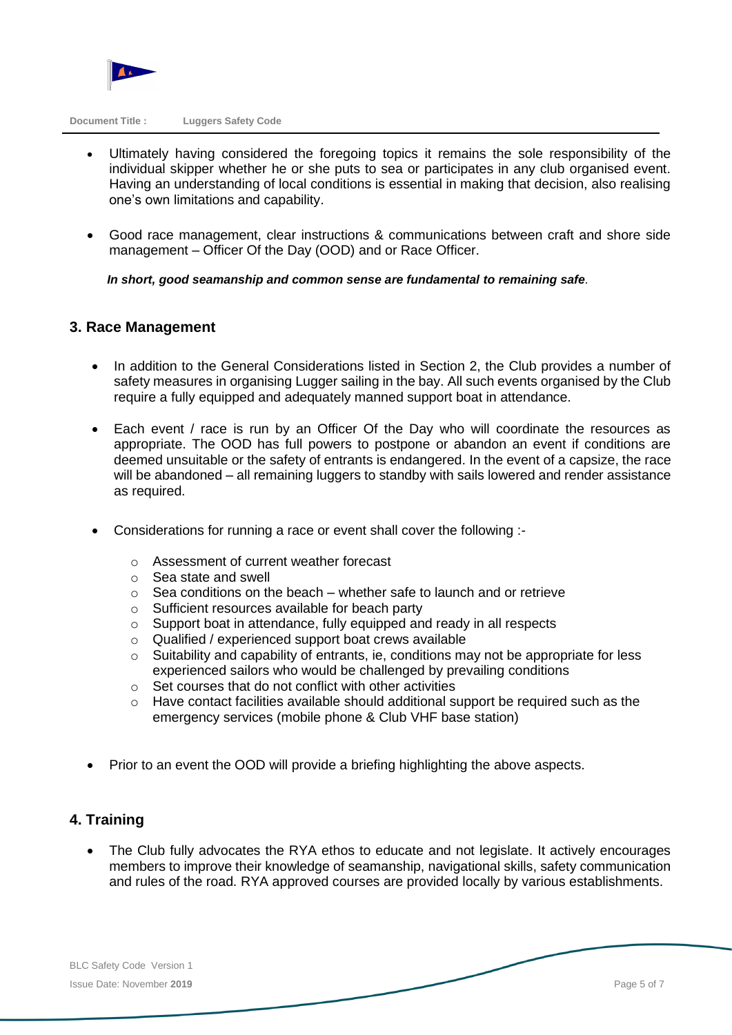- Ultimately having considered the foregoing topics it remains the sole responsibility of the individual skipper whether he or she puts to sea or participates in any club organised event. Having an understanding of local conditions is essential in making that decision, also realising one's own limitations and capability.

- Good race management, clear instructions & communications between craft and shore side management – Officer Of the Day (OOD) and or Race Officer.

***In short, good seamanship and common sense are fundamental to remaining safe.***

## 3. Race Management

- In addition to the General Considerations listed in Section 2, the Club provides a number of safety measures in organising Lugger sailing in the bay. All such events organised by the Club require a fully equipped and adequately manned support boat in attendance.

- Each event / race is run by an Officer Of the Day who will coordinate the resources as appropriate. The OOD has full powers to postpone or abandon an event if conditions are deemed unsuitable or the safety of entrants is endangered. In the event of a capsize, the race will be abandoned – all remaining luggers to standby with sails lowered and render assistance as required.

- Considerations for running a race or event shall cover the following :-

  - Assessment of current weather forecast
  - Sea state and swell
  - Sea conditions on the beach – whether safe to launch and or retrieve
  - Sufficient resources available for beach party
  - Support boat in attendance, fully equipped and ready in all respects
  - Qualified / experienced support boat crews available
  - Suitability and capability of entrants, ie, conditions may not be appropriate for less experienced sailors who would be challenged by prevailing conditions
  - Set courses that do not conflict with other activities
  - Have contact facilities available should additional support be required such as the emergency services (mobile phone & Club VHF base station)

- Prior to an event the OOD will provide a briefing highlighting the above aspects.

## 4. Training

- The Club fully advocates the RYA ethos to educate and not legislate. It actively encourages members to improve their knowledge of seamanship, navigational skills, safety communication and rules of the road. RYA approved courses are provided locally by various establishments.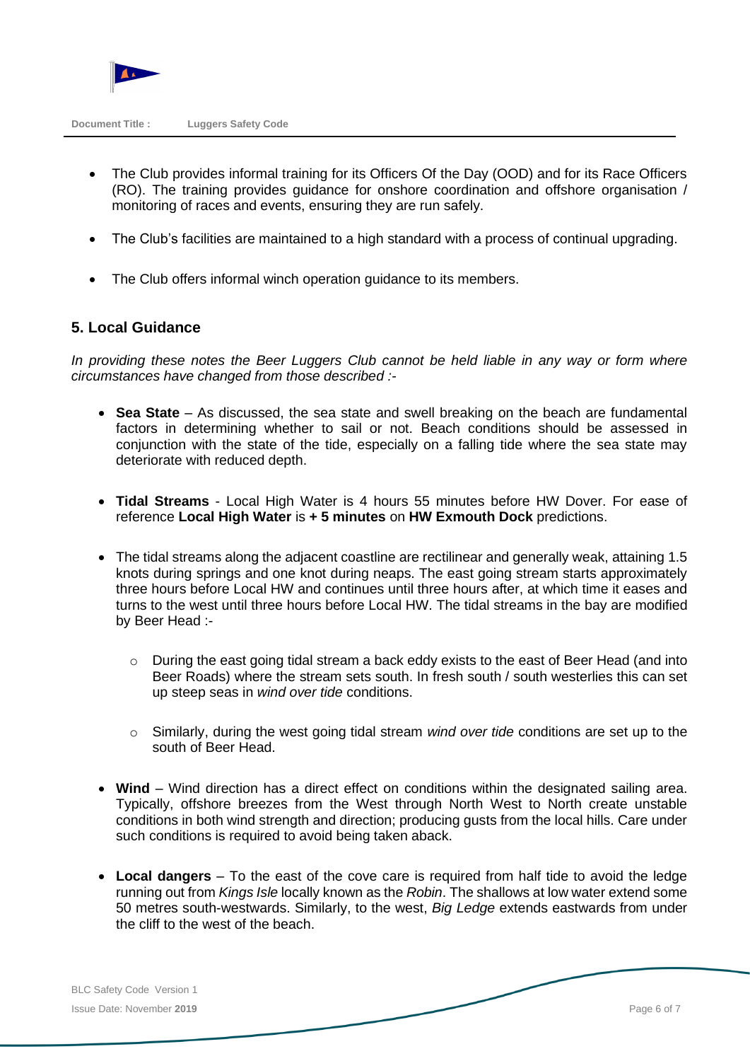- The Club provides informal training for its Officers Of the Day (OOD) and for its Race Officers (RO). The training provides guidance for onshore coordination and offshore organisation / monitoring of races and events, ensuring they are run safely.

- The Club's facilities are maintained to a high standard with a process of continual upgrading.

- The Club offers informal winch operation guidance to its members.

## 5. Local Guidance

*In providing these notes the Beer Luggers Club cannot be held liable in any way or form where circumstances have changed from those described :-*

- **Sea State** – As discussed, the sea state and swell breaking on the beach are fundamental factors in determining whether to sail or not. Beach conditions should be assessed in conjunction with the state of the tide, especially on a falling tide where the sea state may deteriorate with reduced depth.

- **Tidal Streams** - Local High Water is 4 hours 55 minutes before HW Dover. For ease of reference **Local High Water** is **+ 5 minutes** on **HW Exmouth Dock** predictions.

- The tidal streams along the adjacent coastline are rectilinear and generally weak, attaining 1.5 knots during springs and one knot during neaps. The east going stream starts approximately three hours before Local HW and continues until three hours after, at which time it eases and turns to the west until three hours before Local HW. The tidal streams in the bay are modified by Beer Head :-
  - During the east going tidal stream a back eddy exists to the east of Beer Head (and into Beer Roads) where the stream sets south. In fresh south / south westerlies this can set up steep seas in *wind over tide* conditions.
  - Similarly, during the west going tidal stream *wind over tide* conditions are set up to the south of Beer Head.

- **Wind** – Wind direction has a direct effect on conditions within the designated sailing area. Typically, offshore breezes from the West through North West to North create unstable conditions in both wind strength and direction; producing gusts from the local hills. Care under such conditions is required to avoid being taken aback.

- **Local dangers** – To the east of the cove care is required from half tide to avoid the ledge running out from *Kings Isle* locally known as the *Robin*. The shallows at low water extend some 50 metres south-westwards. Similarly, to the west, *Big Ledge* extends eastwards from under the cliff to the west of the beach.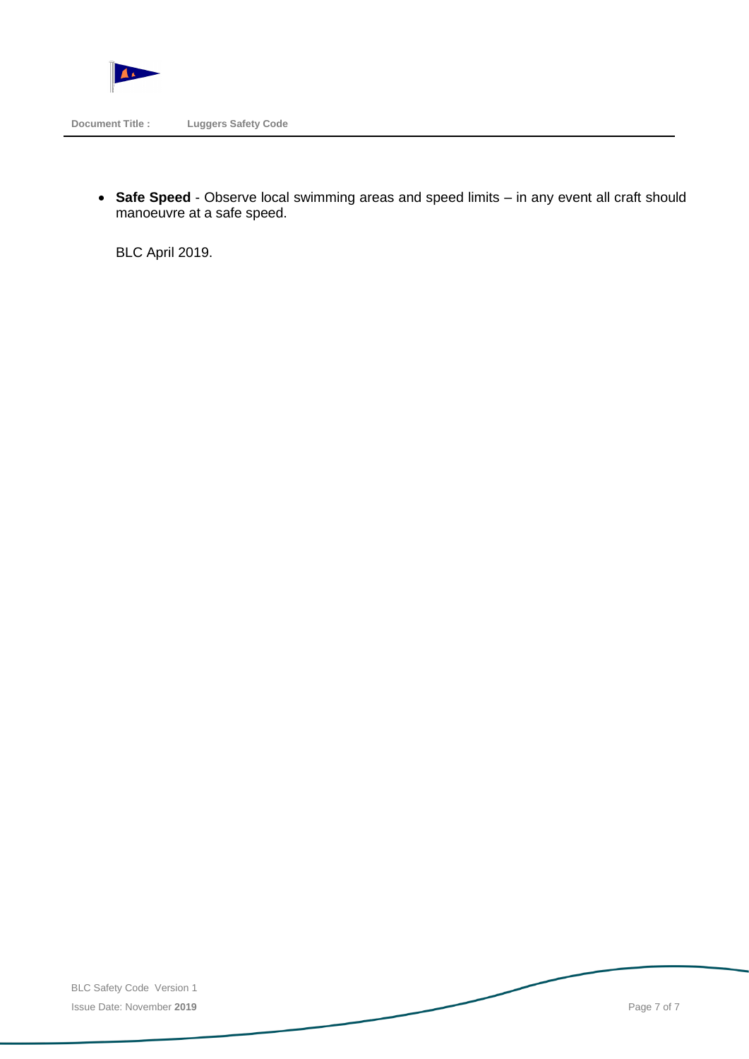- **Safe Speed** - Observe local swimming areas and speed limits – in any event all craft should manoeuvre at a safe speed.

BLC April 2019.